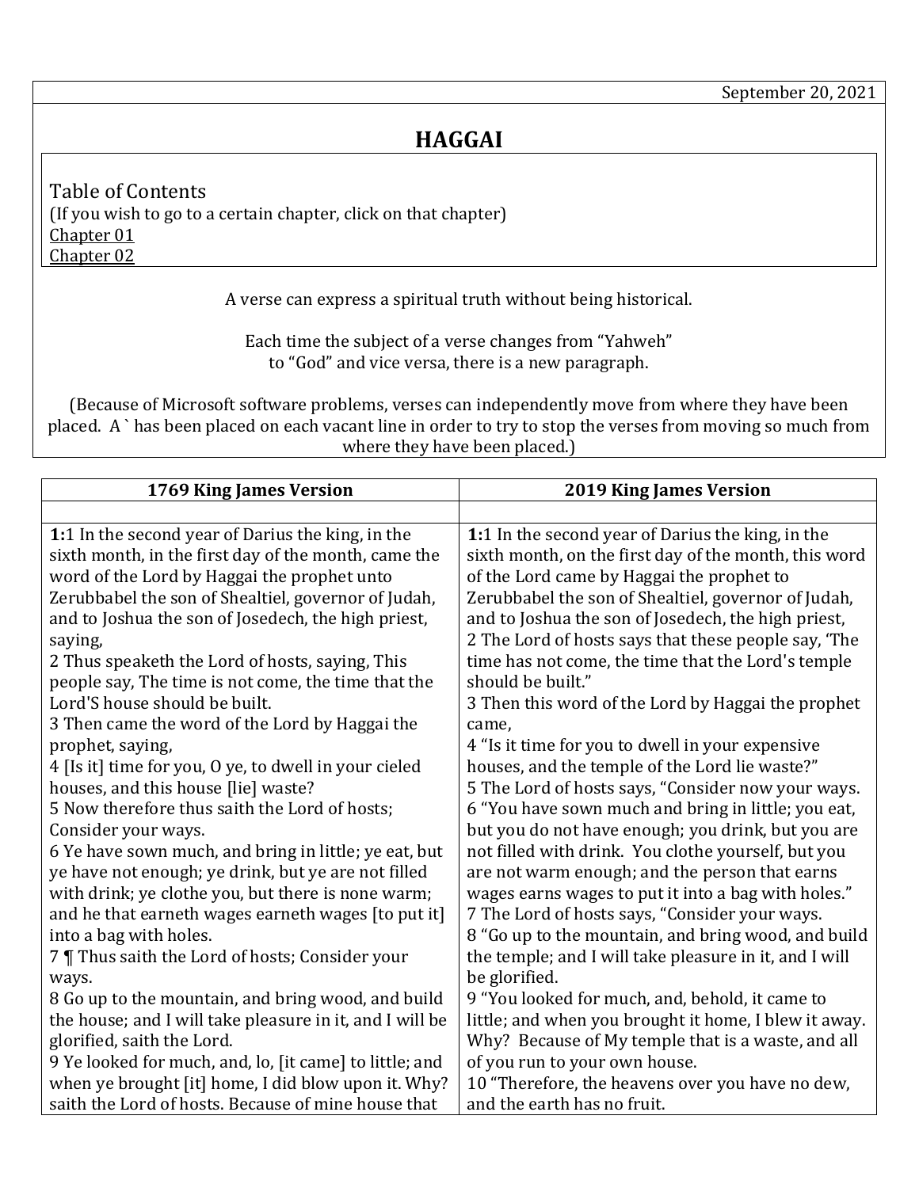September 20, 2021

# HAGGAI

Table of Contents
(If you wish to go to a certain chapter, click on that chapter)
Chapter 01
Chapter 02

A verse can express a spiritual truth without being historical.

Each time the subject of a verse changes from "Yahweh"
to "God" and vice versa, there is a new paragraph.

(Because of Microsoft software problems, verses can independently move from where they have been placed. A ` has been placed on each vacant line in order to try to stop the verses from moving so much from where they have been placed.)

| 1769 King James Version | 2019 King James Version |
|---|---|
| | |
| **1:**1 In the second year of Darius the king, in the sixth month, in the first day of the month, came the word of the Lord by Haggai the prophet unto Zerubbabel the son of Shealtiel, governor of Judah, and to Joshua the son of Josedech, the high priest, saying,<br>2 Thus speaketh the Lord of hosts, saying, This people say, The time is not come, the time that the Lord'S house should be built.<br>3 Then came the word of the Lord by Haggai the prophet, saying,<br>4 [Is it] time for you, O ye, to dwell in your cieled houses, and this house [lie] waste?<br>5 Now therefore thus saith the Lord of hosts; Consider your ways.<br>6 Ye have sown much, and bring in little; ye eat, but ye have not enough; ye drink, but ye are not filled with drink; ye clothe you, but there is none warm; and he that earneth wages earneth wages [to put it] into a bag with holes.<br>7 ¶ Thus saith the Lord of hosts; Consider your ways.<br>8 Go up to the mountain, and bring wood, and build the house; and I will take pleasure in it, and I will be glorified, saith the Lord.<br>9 Ye looked for much, and, lo, [it came] to little; and when ye brought [it] home, I did blow upon it. Why? saith the Lord of hosts. Because of mine house that | **1:**1 In the second year of Darius the king, in the sixth month, on the first day of the month, this word of the Lord came by Haggai the prophet to Zerubbabel the son of Shealtiel, governor of Judah, and to Joshua the son of Josedech, the high priest,<br>2 The Lord of hosts says that these people say, 'The time has not come, the time that the Lord's temple should be built."<br>3 Then this word of the Lord by Haggai the prophet came,<br>4 "Is it time for you to dwell in your expensive houses, and the temple of the Lord lie waste?"<br>5 The Lord of hosts says, "Consider now your ways.<br>6 "You have sown much and bring in little; you eat, but you do not have enough; you drink, but you are not filled with drink. You clothe yourself, but you are not warm enough; and the person that earns wages earns wages to put it into a bag with holes."<br>7 The Lord of hosts says, "Consider your ways.<br>8 "Go up to the mountain, and bring wood, and build the temple; and I will take pleasure in it, and I will be glorified.<br>9 "You looked for much, and, behold, it came to little; and when you brought it home, I blew it away. Why? Because of My temple that is a waste, and all of you run to your own house.<br>10 "Therefore, the heavens over you have no dew, and the earth has no fruit. |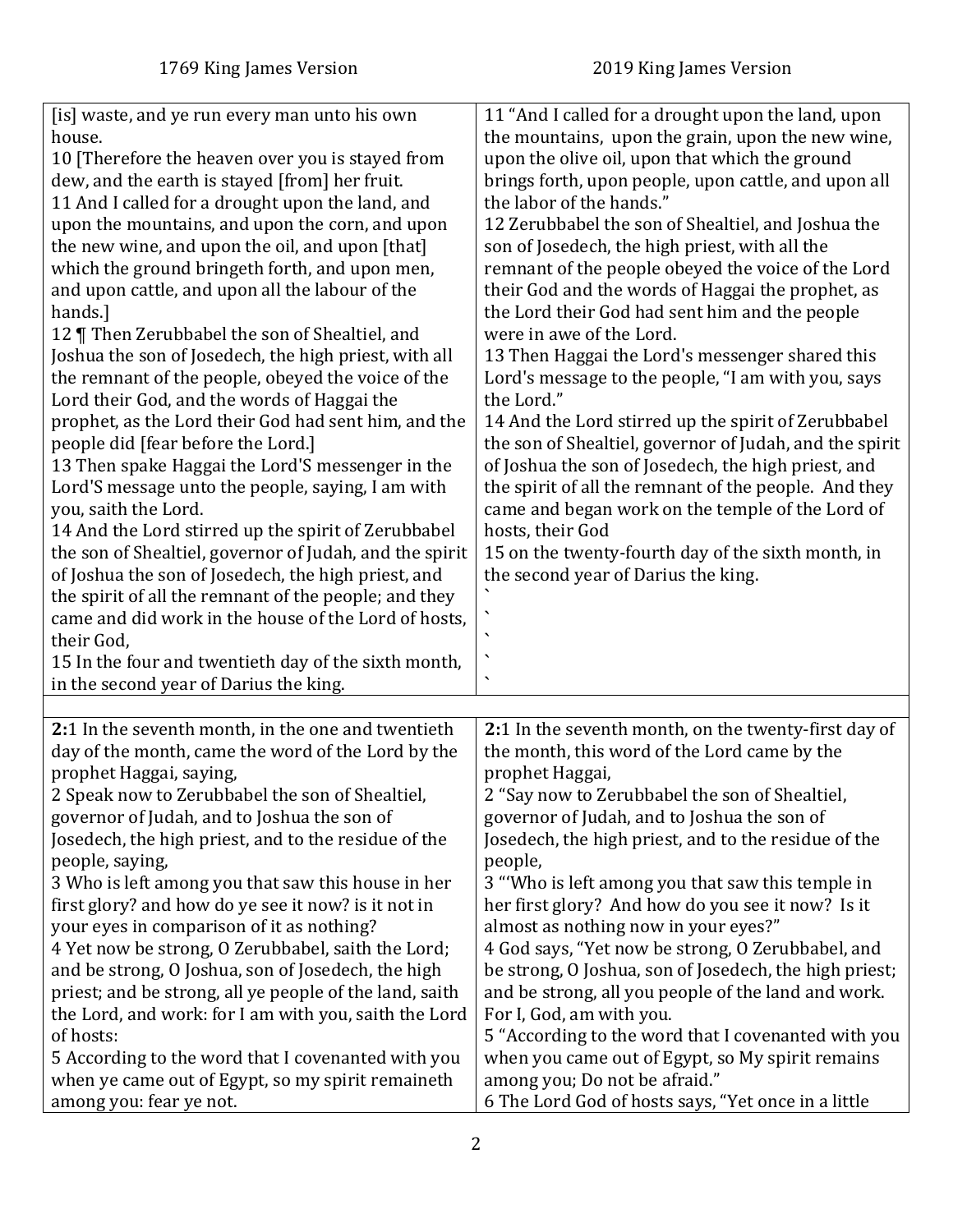| 1769 King James Version | 2019 King James Version |
| --- | --- |
| [is] waste, and ye run every man unto his own house.<br>10 [Therefore the heaven over you is stayed from dew, and the earth is stayed [from] her fruit.<br>11 And I called for a drought upon the land, and upon the mountains, and upon the corn, and upon the new wine, and upon the oil, and upon [that] which the ground bringeth forth, and upon men, and upon cattle, and upon all the labour of the hands.]<br>12 ¶ Then Zerubbabel the son of Shealtiel, and Joshua the son of Josedech, the high priest, with all the remnant of the people, obeyed the voice of the Lord their God, and the words of Haggai the prophet, as the Lord their God had sent him, and the people did [fear before the Lord.]<br>13 Then spake Haggai the Lord'S messenger in the Lord'S message unto the people, saying, I am with you, saith the Lord.<br>14 And the Lord stirred up the spirit of Zerubbabel the son of Shealtiel, governor of Judah, and the spirit of Joshua the son of Josedech, the high priest, and the spirit of all the remnant of the people; and they came and did work in the house of the Lord of hosts, their God,<br>15 In the four and twentieth day of the sixth month, in the second year of Darius the king. | 11 "And I called for a drought upon the land, upon the mountains, upon the grain, upon the new wine, upon the olive oil, upon that which the ground brings forth, upon people, upon cattle, and upon all the labor of the hands."<br>12 Zerubbabel the son of Shealtiel, and Joshua the son of Josedech, the high priest, with all the remnant of the people obeyed the voice of the Lord their God and the words of Haggai the prophet, as the Lord their God had sent him and the people were in awe of the Lord.<br>13 Then Haggai the Lord's messenger shared this Lord's message to the people, "I am with you, says the Lord."<br>14 And the Lord stirred up the spirit of Zerubbabel the son of Shealtiel, governor of Judah, and the spirit of Joshua the son of Josedech, the high priest, and the spirit of all the remnant of the people. And they came and began work on the temple of the Lord of hosts, their God<br>15 on the twenty-fourth day of the sixth month, in the second year of Darius the king.<br>`<br>`<br>`<br>`<br>` |
| | |
| **2:**1 In the seventh month, in the one and twentieth day of the month, came the word of the Lord by the prophet Haggai, saying,<br>2 Speak now to Zerubbabel the son of Shealtiel, governor of Judah, and to Joshua the son of Josedech, the high priest, and to the residue of the people, saying,<br>3 Who is left among you that saw this house in her first glory? and how do ye see it now? is it not in your eyes in comparison of it as nothing?<br>4 Yet now be strong, O Zerubbabel, saith the Lord; and be strong, O Joshua, son of Josedech, the high priest; and be strong, all ye people of the land, saith the Lord, and work: for I am with you, saith the Lord of hosts:<br>5 According to the word that I covenanted with you when ye came out of Egypt, so my spirit remaineth among you: fear ye not. | **2:**1 In the seventh month, on the twenty-first day of the month, this word of the Lord came by the prophet Haggai,<br>2 "Say now to Zerubbabel the son of Shealtiel, governor of Judah, and to Joshua the son of Josedech, the high priest, and to the residue of the people,<br>3 "'Who is left among you that saw this temple in her first glory? And how do you see it now? Is it almost as nothing now in your eyes?"<br>4 God says, "Yet now be strong, O Zerubbabel, and be strong, O Joshua, son of Josedech, the high priest; and be strong, all you people of the land and work. For I, God, am with you.<br>5 "According to the word that I covenanted with you when you came out of Egypt, so My spirit remains among you; Do not be afraid."<br>6 The Lord God of hosts says, "Yet once in a little |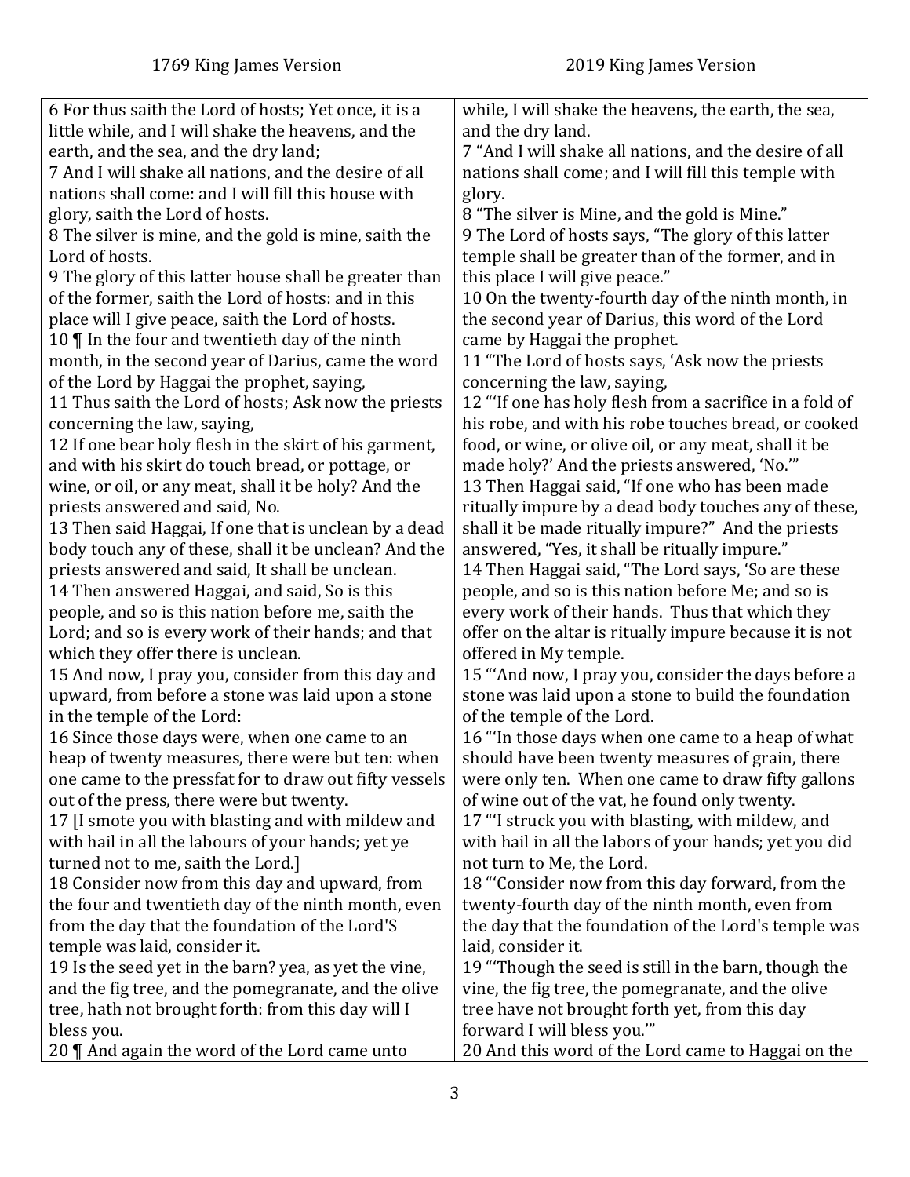| 1769 King James Version | 2019 King James Version |
|---|---|
| 6 For thus saith the Lord of hosts; Yet once, it is a little while, and I will shake the heavens, and the earth, and the sea, and the dry land; 7 And I will shake all nations, and the desire of all nations shall come: and I will fill this house with glory, saith the Lord of hosts. 8 The silver is mine, and the gold is mine, saith the Lord of hosts. 9 The glory of this latter house shall be greater than of the former, saith the Lord of hosts: and in this place will I give peace, saith the Lord of hosts. 10 ¶ In the four and twentieth day of the ninth month, in the second year of Darius, came the word of the Lord by Haggai the prophet, saying, 11 Thus saith the Lord of hosts; Ask now the priests concerning the law, saying, 12 If one bear holy flesh in the skirt of his garment, and with his skirt do touch bread, or pottage, or wine, or oil, or any meat, shall it be holy? And the priests answered and said, No. 13 Then said Haggai, If one that is unclean by a dead body touch any of these, shall it be unclean? And the priests answered and said, It shall be unclean. 14 Then answered Haggai, and said, So is this people, and so is this nation before me, saith the Lord; and so is every work of their hands; and that which they offer there is unclean. 15 And now, I pray you, consider from this day and upward, from before a stone was laid upon a stone in the temple of the Lord: 16 Since those days were, when one came to an heap of twenty measures, there were but ten: when one came to the pressfat for to draw out fifty vessels out of the press, there were but twenty. 17 [I smote you with blasting and with mildew and with hail in all the labours of your hands; yet ye turned not to me, saith the Lord.] 18 Consider now from this day and upward, from the four and twentieth day of the ninth month, even from the day that the foundation of the Lord'S temple was laid, consider it. 19 Is the seed yet in the barn? yea, as yet the vine, and the fig tree, and the pomegranate, and the olive tree, hath not brought forth: from this day will I bless you. 20 ¶ And again the word of the Lord came unto | while, I will shake the heavens, the earth, the sea, and the dry land. 7 "And I will shake all nations, and the desire of all nations shall come; and I will fill this temple with glory. 8 "The silver is Mine, and the gold is Mine." 9 The Lord of hosts says, "The glory of this latter temple shall be greater than of the former, and in this place I will give peace." 10 On the twenty-fourth day of the ninth month, in the second year of Darius, this word of the Lord came by Haggai the prophet. 11 "The Lord of hosts says, 'Ask now the priests concerning the law, saying, 12 "'If one has holy flesh from a sacrifice in a fold of his robe, and with his robe touches bread, or cooked food, or wine, or olive oil, or any meat, shall it be made holy?' And the priests answered, 'No.'" 13 Then Haggai said, "If one who has been made ritually impure by a dead body touches any of these, shall it be made ritually impure?" And the priests answered, "Yes, it shall be ritually impure." 14 Then Haggai said, "The Lord says, 'So are these people, and so is this nation before Me; and so is every work of their hands. Thus that which they offer on the altar is ritually impure because it is not offered in My temple. 15 "'And now, I pray you, consider the days before a stone was laid upon a stone to build the foundation of the temple of the Lord. 16 "'In those days when one came to a heap of what should have been twenty measures of grain, there were only ten. When one came to draw fifty gallons of wine out of the vat, he found only twenty. 17 "'I struck you with blasting, with mildew, and with hail in all the labors of your hands; yet you did not turn to Me, the Lord. 18 "'Consider now from this day forward, from the twenty-fourth day of the ninth month, even from the day that the foundation of the Lord's temple was laid, consider it. 19 "'Though the seed is still in the barn, though the vine, the fig tree, the pomegranate, and the olive tree have not brought forth yet, from this day forward I will bless you.'" 20 And this word of the Lord came to Haggai on the |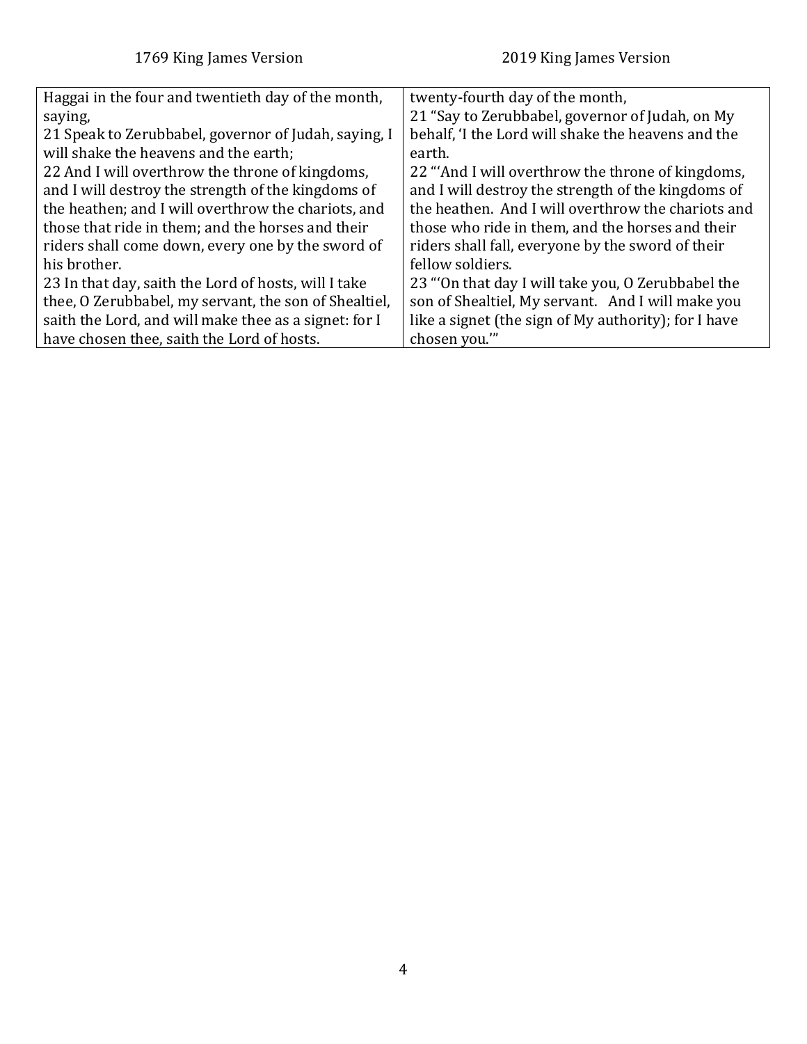| 1769 King James Version | 2019 King James Version |
|---|---|
| Haggai in the four and twentieth day of the month, saying,<br>21 Speak to Zerubbabel, governor of Judah, saying, I will shake the heavens and the earth;<br>22 And I will overthrow the throne of kingdoms, and I will destroy the strength of the kingdoms of the heathen; and I will overthrow the chariots, and those that ride in them; and the horses and their riders shall come down, every one by the sword of his brother.<br>23 In that day, saith the Lord of hosts, will I take thee, O Zerubbabel, my servant, the son of Shealtiel, saith the Lord, and will make thee as a signet: for I have chosen thee, saith the Lord of hosts. | twenty-fourth day of the month,<br>21 "Say to Zerubbabel, governor of Judah, on My behalf, 'I the Lord will shake the heavens and the earth.<br>22 "'And I will overthrow the throne of kingdoms, and I will destroy the strength of the kingdoms of the heathen. And I will overthrow the chariots and those who ride in them, and the horses and their riders shall fall, everyone by the sword of their fellow soldiers.<br>23 "'On that day I will take you, O Zerubbabel the son of Shealtiel, My servant. And I will make you like a signet (the sign of My authority); for I have chosen you.'" |